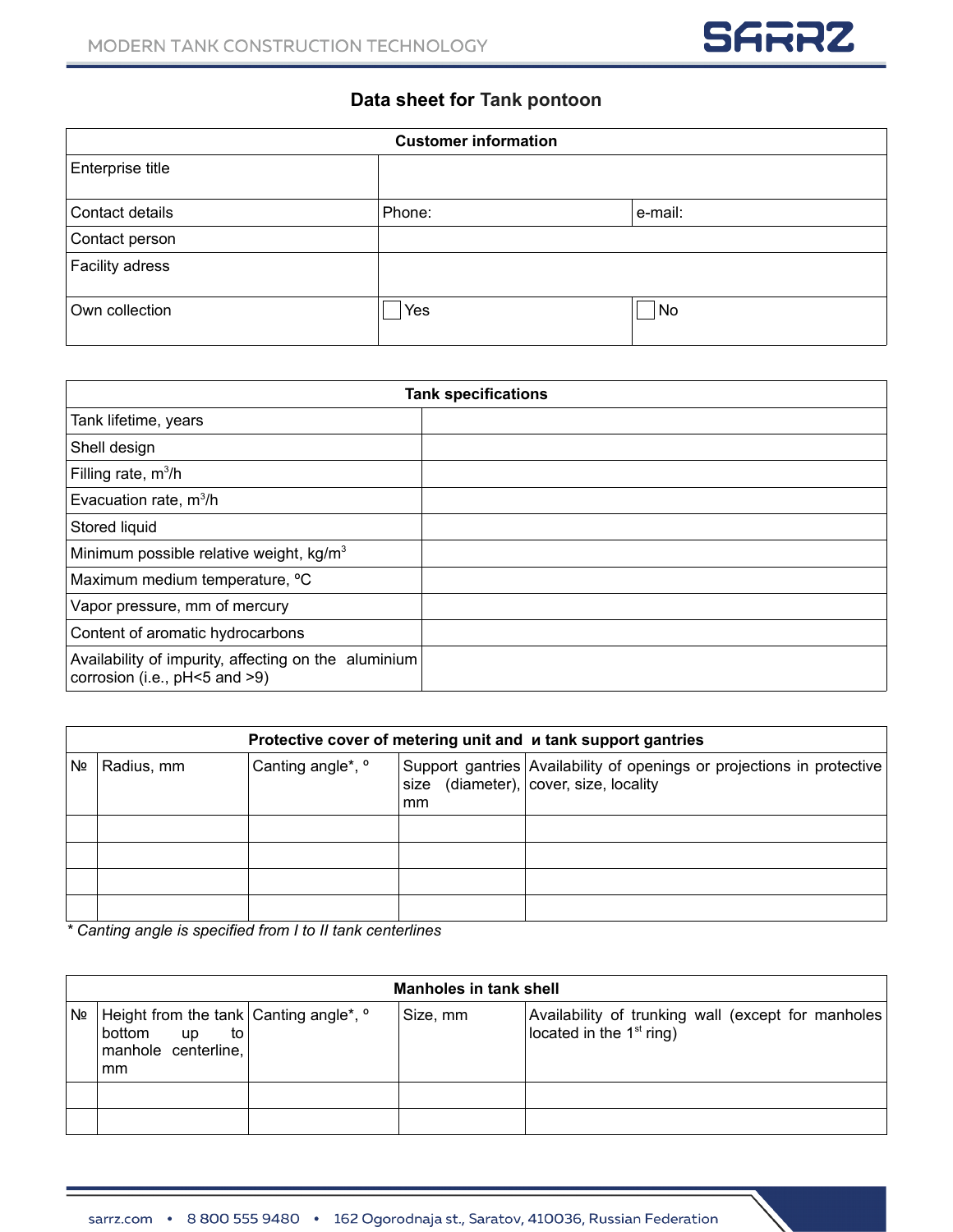## Data sheet for Tank pontoon

| Customer information | | |
|---|---|---|
| Enterprise title | | |
| Contact details | Phone: | e-mail: |
| Contact person | | |
| Facility adress | | |
| Own collection | ☐ Yes | ☐ No |

| Tank specifications | |
|---|---|
| Tank lifetime, years | |
| Shell design | |
| Filling rate, $m^3/h$ | |
| Evacuation rate, $m^3/h$ | |
| Stored liquid | |
| Minimum possible relative weight, $kg/m^3$ | |
| Maximum medium temperature, ºC | |
| Vapor pressure, mm of mercury | |
| Content of aromatic hydrocarbons | |
| Availability of impurity, affecting on the aluminium corrosion (i.e., pH<5 and >9) | |

| Protective cover of metering unit and и tank support gantries | | | | |
|---|---|---|---|---|
| № | Radius, mm | Canting angle*, º | Support gantries size (diameter), mm | Availability of openings or projections in protective cover, size, locality |
| | | | | |
| | | | | |
| | | | | |
| | | | | |

*\* Canting angle is specified from I to II tank centerlines*

| Manholes in tank shell | | | | |
|---|---|---|---|---|
| № | Height from the tank bottom up to manhole centerline, mm | Canting angle*, º | Size, mm | Availability of trunking wall (except for manholes located in the 1st ring) |
| | | | | |
| | | | | |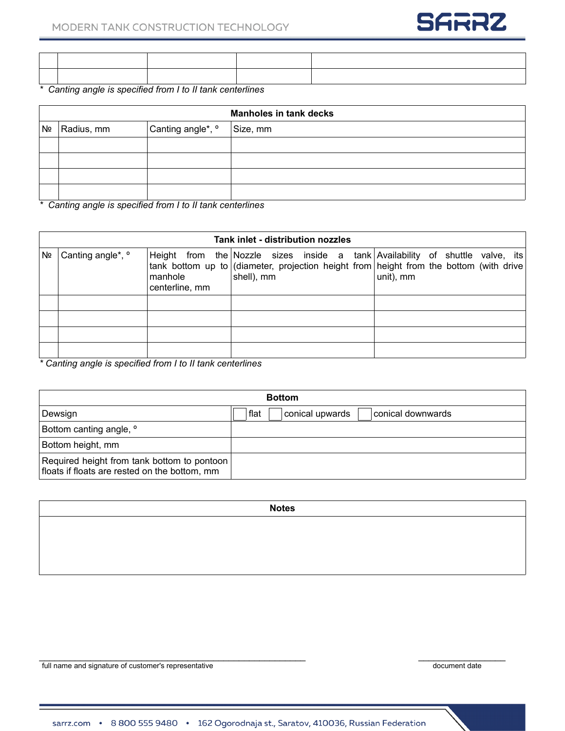| | | | | |
|---|---|---|---|---|
| | | | | |
| | | | | |

\* Canting angle is specified from I to II tank centerlines

| Manholes in tank decks | | | |
|---|---|---|---|
| № | Radius, mm | Canting angle*, ° | Size, mm |
| | | | |
| | | | |
| | | | |
| | | | |

\* Canting angle is specified from I to II tank centerlines

| Tank inlet - distribution nozzles | | | | |
|---|---|---|---|---|
| № | Canting angle*, ° | Height from the tank bottom up to manhole centerline, mm | Nozzle sizes inside a tank (diameter, projection height from shell), mm | Availability of shuttle valve, its height from the bottom (with drive unit), mm |
| | | | | |
| | | | | |
| | | | | |
| | | | | |

\* Canting angle is specified from I to II tank centerlines

| Bottom | |
|---|---|
| Dewsign | ☐ flat ☐ conical upwards ☐ conical downwards |
| Bottom canting angle, ° | |
| Bottom height, mm | |
| Required height from tank bottom to pontoon floats if floats are rested on the bottom, mm | |

| Notes |
|---|
| |

\_\_\_\_\_\_\_\_\_\_\_\_\_\_\_\_\_\_\_\_\_\_\_\_\_\_\_\_\_\_\_\_\_\_\_\_\_\_\_\_\_\_\_\_\_\_\_\_\_\_\_\_\_\_\_\_\_\_\_\_
full name and signature of customer's representative

\_\_\_\_\_\_\_\_\_\_\_\_\_\_\_\_\_\_\_\_
document date